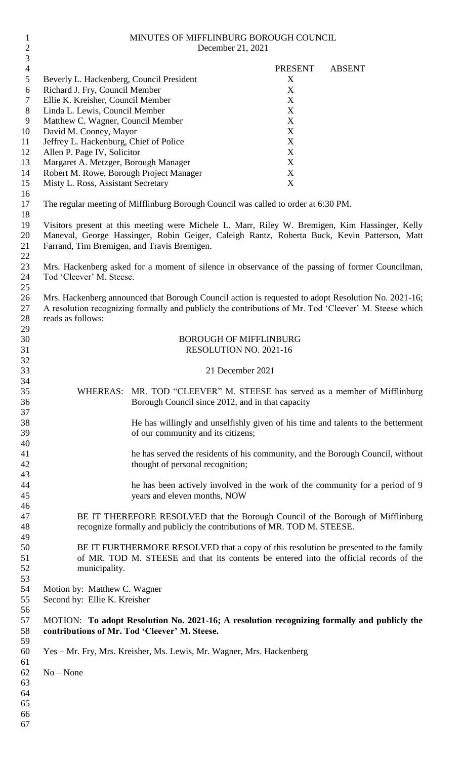MINUTES OF MIFFLINBURG BOROUGH COUNCIL
December 21, 2021

| | PRESENT | ABSENT |
|---|---|---|
| Beverly L. Hackenberg, Council President | X | |
| Richard J. Fry, Council Member | X | |
| Ellie K. Kreisher, Council Member | X | |
| Linda L. Lewis, Council Member | X | |
| Matthew C. Wagner, Council Member | X | |
| David M. Cooney, Mayor | X | |
| Jeffrey L. Hackenburg, Chief of Police | X | |
| Allen P. Page IV, Solicitor | X | |
| Margaret A. Metzger, Borough Manager | X | |
| Robert M. Rowe, Borough Project Manager | X | |
| Misty L. Ross, Assistant Secretary | X | |

The regular meeting of Mifflinburg Borough Council was called to order at 6:30 PM.

Visitors present at this meeting were Michele L. Marr, Riley W. Bremigen, Kim Hassinger, Kelly Maneval, George Hassinger, Robin Geiger, Caleigh Rantz, Roberta Buck, Kevin Patterson, Matt Farrand, Tim Bremigen, and Travis Bremigen.

Mrs. Hackenberg asked for a moment of silence in observance of the passing of former Councilman, Tod 'Cleever' M. Steese.

Mrs. Hackenberg announced that Borough Council action is requested to adopt Resolution No. 2021-16; A resolution recognizing formally and publicly the contributions of Mr. Tod 'Cleever' M. Steese which reads as follows:

BOROUGH OF MIFFLINBURG
RESOLUTION NO. 2021-16

21 December 2021

WHEREAS: MR. TOD "CLEEVER" M. STEESE has served as a member of Mifflinburg Borough Council since 2012, and in that capacity

He has willingly and unselfishly given of his time and talents to the betterment of our community and its citizens;

he has served the residents of his community, and the Borough Council, without thought of personal recognition;

he has been actively involved in the work of the community for a period of 9 years and eleven months, NOW

BE IT THEREFORE RESOLVED that the Borough Council of the Borough of Mifflinburg recognize formally and publicly the contributions of MR. TOD M. STEESE.

BE IT FURTHERMORE RESOLVED that a copy of this resolution be presented to the family of MR. TOD M. STEESE and that its contents be entered into the official records of the municipality.

Motion by: Matthew C. Wagner
Second by: Ellie K. Kreisher

MOTION: **To adopt Resolution No. 2021-16; A resolution recognizing formally and publicly the contributions of Mr. Tod 'Cleever' M. Steese.**

Yes – Mr. Fry, Mrs. Kreisher, Ms. Lewis, Mr. Wagner, Mrs. Hackenberg

No – None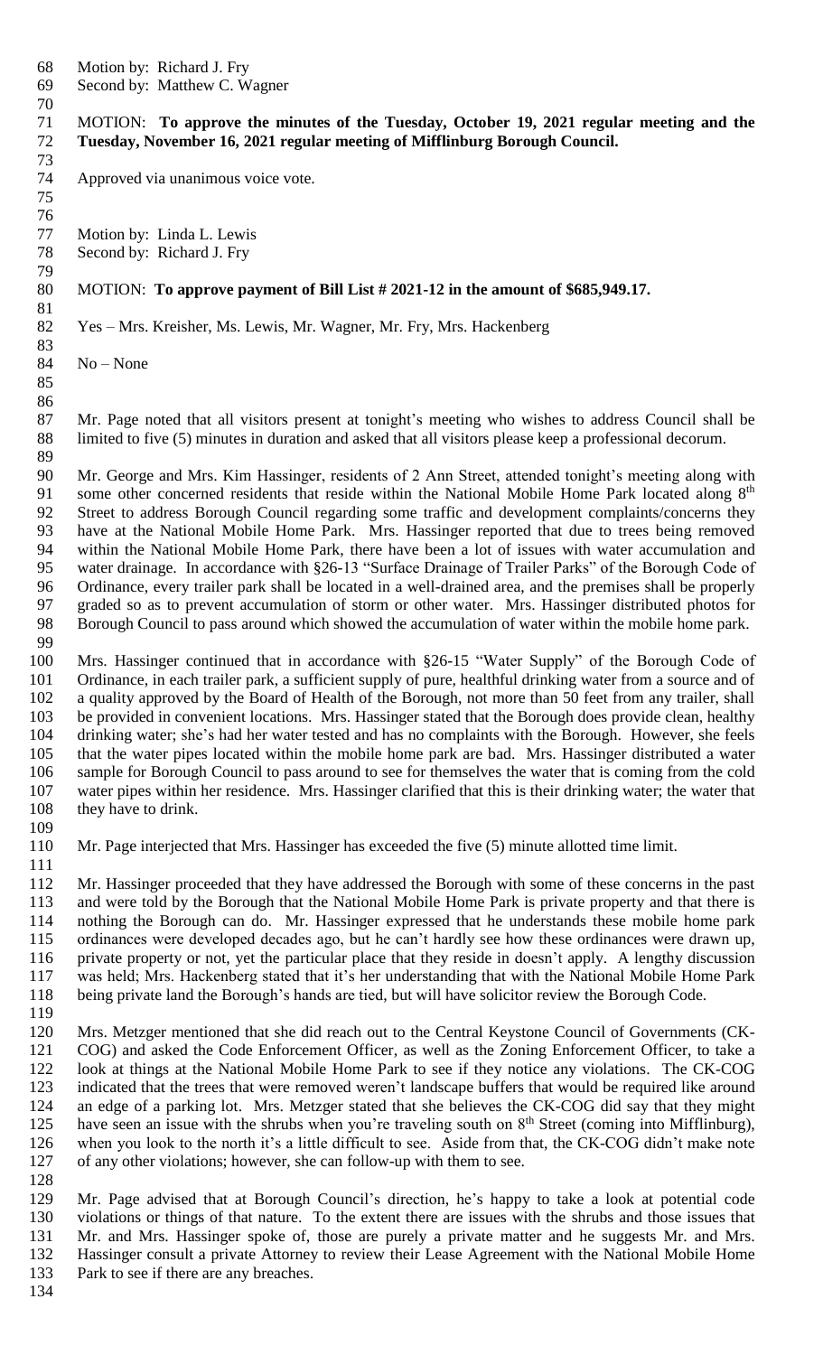Motion by: Richard J. Fry
Second by: Matthew C. Wagner

MOTION: **To approve the minutes of the Tuesday, October 19, 2021 regular meeting and the Tuesday, November 16, 2021 regular meeting of Mifflinburg Borough Council.**

Approved via unanimous voice vote.

Motion by: Linda L. Lewis
Second by: Richard J. Fry

MOTION: **To approve payment of Bill List # 2021-12 in the amount of $685,949.17.**

Yes – Mrs. Kreisher, Ms. Lewis, Mr. Wagner, Mr. Fry, Mrs. Hackenberg

No – None

Mr. Page noted that all visitors present at tonight's meeting who wishes to address Council shall be limited to five (5) minutes in duration and asked that all visitors please keep a professional decorum.

Mr. George and Mrs. Kim Hassinger, residents of 2 Ann Street, attended tonight's meeting along with some other concerned residents that reside within the National Mobile Home Park located along 8th Street to address Borough Council regarding some traffic and development complaints/concerns they have at the National Mobile Home Park. Mrs. Hassinger reported that due to trees being removed within the National Mobile Home Park, there have been a lot of issues with water accumulation and water drainage. In accordance with §26-13 "Surface Drainage of Trailer Parks" of the Borough Code of Ordinance, every trailer park shall be located in a well-drained area, and the premises shall be properly graded so as to prevent accumulation of storm or other water. Mrs. Hassinger distributed photos for Borough Council to pass around which showed the accumulation of water within the mobile home park.

Mrs. Hassinger continued that in accordance with §26-15 "Water Supply" of the Borough Code of Ordinance, in each trailer park, a sufficient supply of pure, healthful drinking water from a source and of a quality approved by the Board of Health of the Borough, not more than 50 feet from any trailer, shall be provided in convenient locations. Mrs. Hassinger stated that the Borough does provide clean, healthy drinking water; she's had her water tested and has no complaints with the Borough. However, she feels that the water pipes located within the mobile home park are bad. Mrs. Hassinger distributed a water sample for Borough Council to pass around to see for themselves the water that is coming from the cold water pipes within her residence. Mrs. Hassinger clarified that this is their drinking water; the water that they have to drink.

Mr. Page interjected that Mrs. Hassinger has exceeded the five (5) minute allotted time limit.

Mr. Hassinger proceeded that they have addressed the Borough with some of these concerns in the past and were told by the Borough that the National Mobile Home Park is private property and that there is nothing the Borough can do. Mr. Hassinger expressed that he understands these mobile home park ordinances were developed decades ago, but he can't hardly see how these ordinances were drawn up, private property or not, yet the particular place that they reside in doesn't apply. A lengthy discussion was held; Mrs. Hackenberg stated that it's her understanding that with the National Mobile Home Park being private land the Borough's hands are tied, but will have solicitor review the Borough Code.

Mrs. Metzger mentioned that she did reach out to the Central Keystone Council of Governments (CK-COG) and asked the Code Enforcement Officer, as well as the Zoning Enforcement Officer, to take a look at things at the National Mobile Home Park to see if they notice any violations. The CK-COG indicated that the trees that were removed weren't landscape buffers that would be required like around an edge of a parking lot. Mrs. Metzger stated that she believes the CK-COG did say that they might have seen an issue with the shrubs when you're traveling south on 8th Street (coming into Mifflinburg), when you look to the north it's a little difficult to see. Aside from that, the CK-COG didn't make note of any other violations; however, she can follow-up with them to see.

Mr. Page advised that at Borough Council's direction, he's happy to take a look at potential code violations or things of that nature. To the extent there are issues with the shrubs and those issues that Mr. and Mrs. Hassinger spoke of, those are purely a private matter and he suggests Mr. and Mrs. Hassinger consult a private Attorney to review their Lease Agreement with the National Mobile Home Park to see if there are any breaches.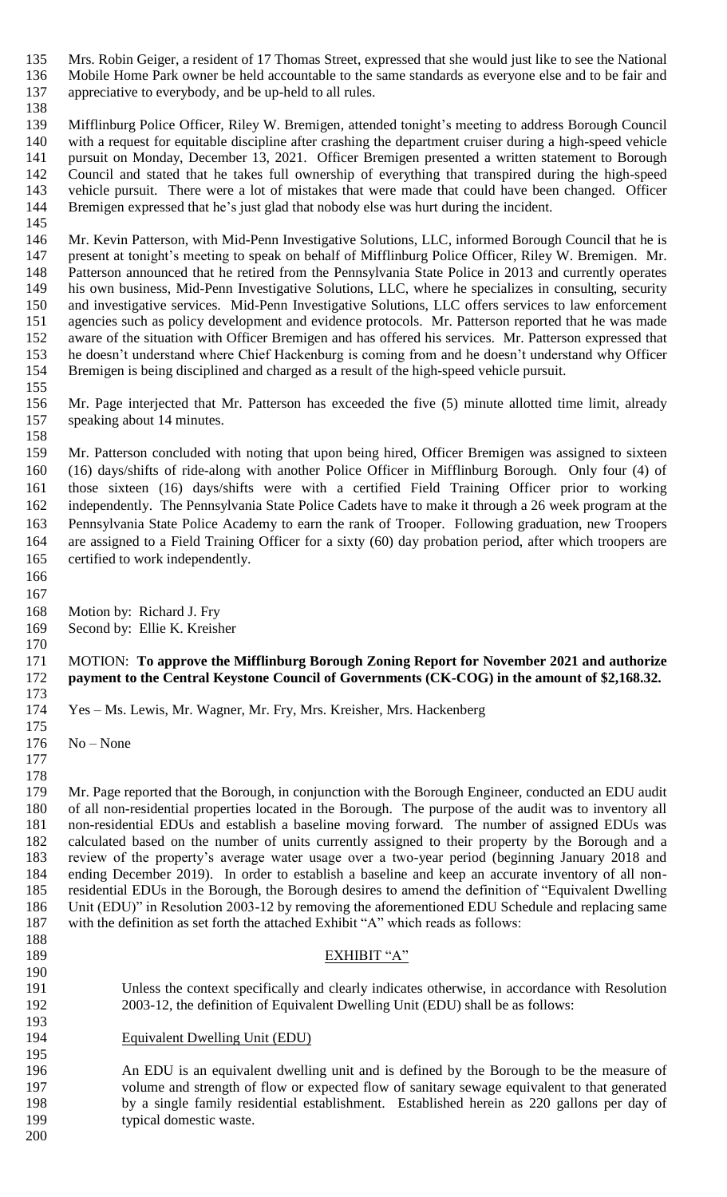Mrs. Robin Geiger, a resident of 17 Thomas Street, expressed that she would just like to see the National Mobile Home Park owner be held accountable to the same standards as everyone else and to be fair and appreciative to everybody, and be up-held to all rules.

Mifflinburg Police Officer, Riley W. Bremigen, attended tonight's meeting to address Borough Council with a request for equitable discipline after crashing the department cruiser during a high-speed vehicle pursuit on Monday, December 13, 2021. Officer Bremigen presented a written statement to Borough Council and stated that he takes full ownership of everything that transpired during the high-speed vehicle pursuit. There were a lot of mistakes that were made that could have been changed. Officer Bremigen expressed that he's just glad that nobody else was hurt during the incident.

Mr. Kevin Patterson, with Mid-Penn Investigative Solutions, LLC, informed Borough Council that he is present at tonight's meeting to speak on behalf of Mifflinburg Police Officer, Riley W. Bremigen. Mr. Patterson announced that he retired from the Pennsylvania State Police in 2013 and currently operates his own business, Mid-Penn Investigative Solutions, LLC, where he specializes in consulting, security and investigative services. Mid-Penn Investigative Solutions, LLC offers services to law enforcement agencies such as policy development and evidence protocols. Mr. Patterson reported that he was made aware of the situation with Officer Bremigen and has offered his services. Mr. Patterson expressed that he doesn't understand where Chief Hackenburg is coming from and he doesn't understand why Officer Bremigen is being disciplined and charged as a result of the high-speed vehicle pursuit.

Mr. Page interjected that Mr. Patterson has exceeded the five (5) minute allotted time limit, already speaking about 14 minutes.

Mr. Patterson concluded with noting that upon being hired, Officer Bremigen was assigned to sixteen (16) days/shifts of ride-along with another Police Officer in Mifflinburg Borough. Only four (4) of those sixteen (16) days/shifts were with a certified Field Training Officer prior to working independently. The Pennsylvania State Police Cadets have to make it through a 26 week program at the Pennsylvania State Police Academy to earn the rank of Trooper. Following graduation, new Troopers are assigned to a Field Training Officer for a sixty (60) day probation period, after which troopers are certified to work independently.

Motion by: Richard J. Fry
Second by: Ellie K. Kreisher

MOTION: **To approve the Mifflinburg Borough Zoning Report for November 2021 and authorize payment to the Central Keystone Council of Governments (CK-COG) in the amount of $2,168.32.**

Yes – Ms. Lewis, Mr. Wagner, Mr. Fry, Mrs. Kreisher, Mrs. Hackenberg

No – None

Mr. Page reported that the Borough, in conjunction with the Borough Engineer, conducted an EDU audit of all non-residential properties located in the Borough. The purpose of the audit was to inventory all non-residential EDUs and establish a baseline moving forward. The number of assigned EDUs was calculated based on the number of units currently assigned to their property by the Borough and a review of the property's average water usage over a two-year period (beginning January 2018 and ending December 2019). In order to establish a baseline and keep an accurate inventory of all non-residential EDUs in the Borough, the Borough desires to amend the definition of "Equivalent Dwelling Unit (EDU)" in Resolution 2003-12 by removing the aforementioned EDU Schedule and replacing same with the definition as set forth the attached Exhibit "A" which reads as follows:

<u>EXHIBIT "A"</u>

Unless the context specifically and clearly indicates otherwise, in accordance with Resolution 2003-12, the definition of Equivalent Dwelling Unit (EDU) shall be as follows:

<u>Equivalent Dwelling Unit (EDU)</u>

An EDU is an equivalent dwelling unit and is defined by the Borough to be the measure of volume and strength of flow or expected flow of sanitary sewage equivalent to that generated by a single family residential establishment. Established herein as 220 gallons per day of typical domestic waste.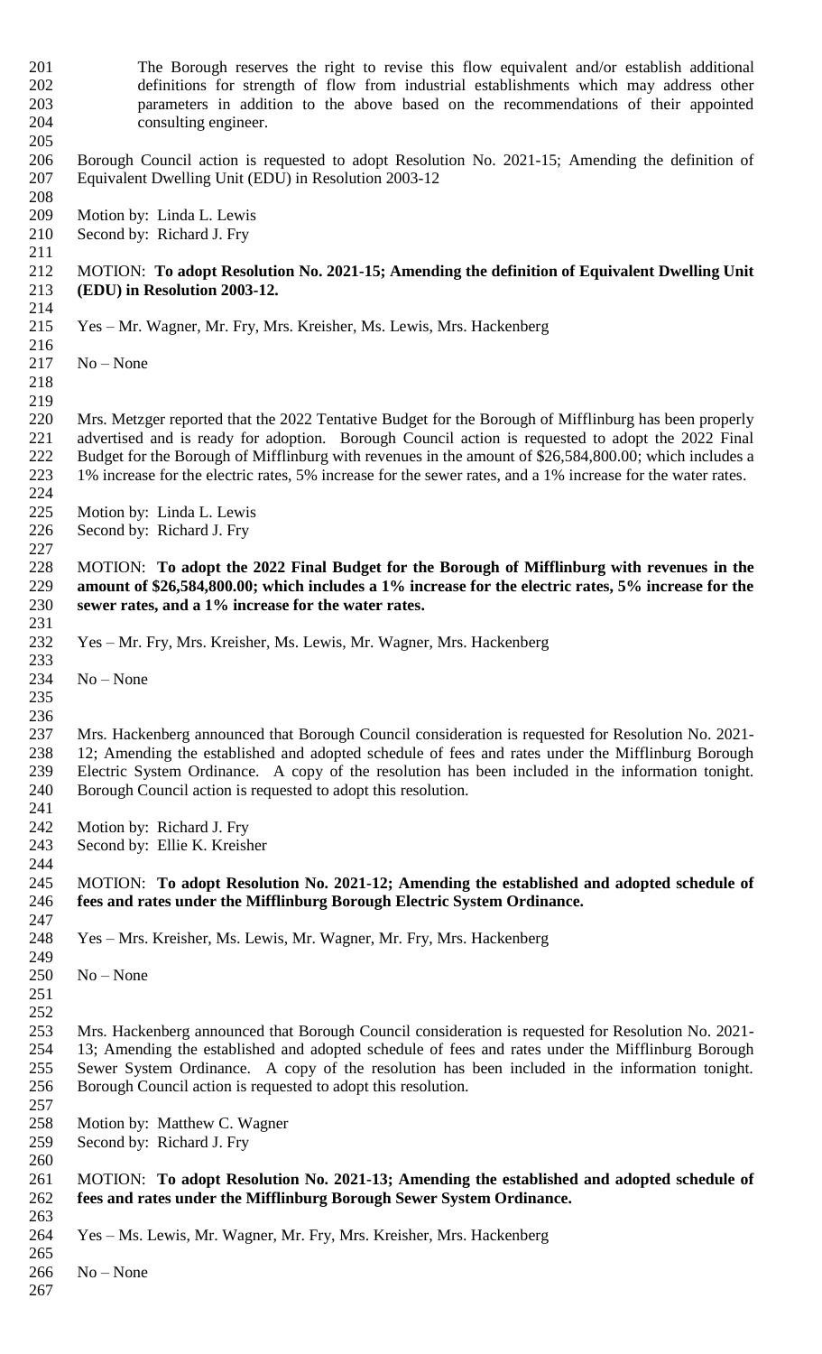The Borough reserves the right to revise this flow equivalent and/or establish additional definitions for strength of flow from industrial establishments which may address other parameters in addition to the above based on the recommendations of their appointed consulting engineer.

Borough Council action is requested to adopt Resolution No. 2021-15; Amending the definition of Equivalent Dwelling Unit (EDU) in Resolution 2003-12

Motion by: Linda L. Lewis
Second by: Richard J. Fry

MOTION: **To adopt Resolution No. 2021-15; Amending the definition of Equivalent Dwelling Unit (EDU) in Resolution 2003-12.**

Yes – Mr. Wagner, Mr. Fry, Mrs. Kreisher, Ms. Lewis, Mrs. Hackenberg

No – None

Mrs. Metzger reported that the 2022 Tentative Budget for the Borough of Mifflinburg has been properly advertised and is ready for adoption. Borough Council action is requested to adopt the 2022 Final Budget for the Borough of Mifflinburg with revenues in the amount of $26,584,800.00; which includes a 1% increase for the electric rates, 5% increase for the sewer rates, and a 1% increase for the water rates.

Motion by: Linda L. Lewis
Second by: Richard J. Fry

MOTION: **To adopt the 2022 Final Budget for the Borough of Mifflinburg with revenues in the amount of $26,584,800.00; which includes a 1% increase for the electric rates, 5% increase for the sewer rates, and a 1% increase for the water rates.**

Yes – Mr. Fry, Mrs. Kreisher, Ms. Lewis, Mr. Wagner, Mrs. Hackenberg

No – None

Mrs. Hackenberg announced that Borough Council consideration is requested for Resolution No. 2021-12; Amending the established and adopted schedule of fees and rates under the Mifflinburg Borough Electric System Ordinance. A copy of the resolution has been included in the information tonight. Borough Council action is requested to adopt this resolution.

Motion by: Richard J. Fry
Second by: Ellie K. Kreisher

MOTION: **To adopt Resolution No. 2021-12; Amending the established and adopted schedule of fees and rates under the Mifflinburg Borough Electric System Ordinance.**

Yes – Mrs. Kreisher, Ms. Lewis, Mr. Wagner, Mr. Fry, Mrs. Hackenberg

No – None

Mrs. Hackenberg announced that Borough Council consideration is requested for Resolution No. 2021-13; Amending the established and adopted schedule of fees and rates under the Mifflinburg Borough Sewer System Ordinance. A copy of the resolution has been included in the information tonight. Borough Council action is requested to adopt this resolution.

Motion by: Matthew C. Wagner
Second by: Richard J. Fry

MOTION: **To adopt Resolution No. 2021-13; Amending the established and adopted schedule of fees and rates under the Mifflinburg Borough Sewer System Ordinance.**

Yes – Ms. Lewis, Mr. Wagner, Mr. Fry, Mrs. Kreisher, Mrs. Hackenberg

No – None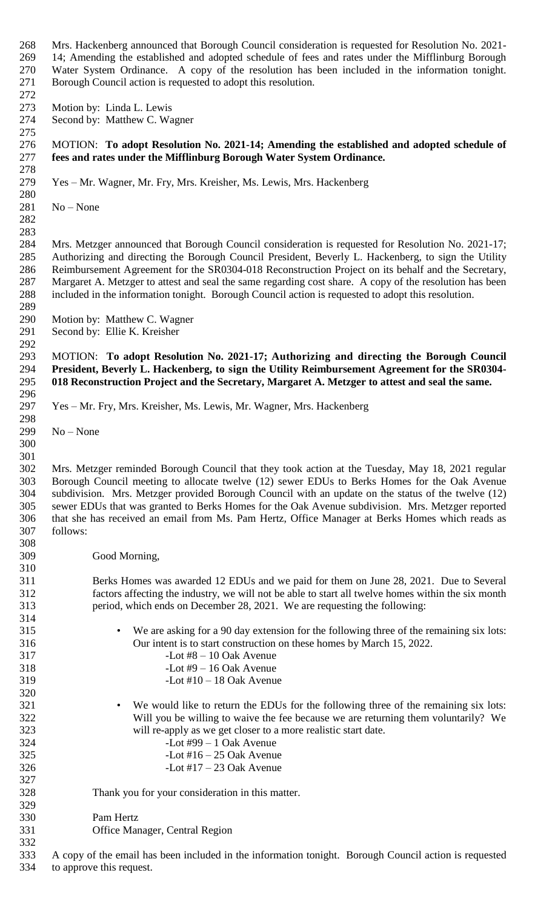Mrs. Hackenberg announced that Borough Council consideration is requested for Resolution No. 2021-14; Amending the established and adopted schedule of fees and rates under the Mifflinburg Borough Water System Ordinance. A copy of the resolution has been included in the information tonight. Borough Council action is requested to adopt this resolution.

Motion by: Linda L. Lewis
Second by: Matthew C. Wagner

MOTION: **To adopt Resolution No. 2021-14; Amending the established and adopted schedule of fees and rates under the Mifflinburg Borough Water System Ordinance.**

Yes – Mr. Wagner, Mr. Fry, Mrs. Kreisher, Ms. Lewis, Mrs. Hackenberg

No – None

Mrs. Metzger announced that Borough Council consideration is requested for Resolution No. 2021-17; Authorizing and directing the Borough Council President, Beverly L. Hackenberg, to sign the Utility Reimbursement Agreement for the SR0304-018 Reconstruction Project on its behalf and the Secretary, Margaret A. Metzger to attest and seal the same regarding cost share. A copy of the resolution has been included in the information tonight. Borough Council action is requested to adopt this resolution.

Motion by: Matthew C. Wagner
Second by: Ellie K. Kreisher

MOTION: **To adopt Resolution No. 2021-17; Authorizing and directing the Borough Council President, Beverly L. Hackenberg, to sign the Utility Reimbursement Agreement for the SR0304-018 Reconstruction Project and the Secretary, Margaret A. Metzger to attest and seal the same.**

Yes – Mr. Fry, Mrs. Kreisher, Ms. Lewis, Mr. Wagner, Mrs. Hackenberg

No – None

Mrs. Metzger reminded Borough Council that they took action at the Tuesday, May 18, 2021 regular Borough Council meeting to allocate twelve (12) sewer EDUs to Berks Homes for the Oak Avenue subdivision. Mrs. Metzger provided Borough Council with an update on the status of the twelve (12) sewer EDUs that was granted to Berks Homes for the Oak Avenue subdivision. Mrs. Metzger reported that she has received an email from Ms. Pam Hertz, Office Manager at Berks Homes which reads as follows:

> Good Morning,
>
> Berks Homes was awarded 12 EDUs and we paid for them on June 28, 2021. Due to Several factors affecting the industry, we will not be able to start all twelve homes within the six month period, which ends on December 28, 2021. We are requesting the following:
>
> - We are asking for a 90 day extension for the following three of the remaining six lots: Our intent is to start construction on these homes by March 15, 2022.
>   - -Lot #8 – 10 Oak Avenue
>   - -Lot #9 – 16 Oak Avenue
>   - -Lot #10 – 18 Oak Avenue
>
> - We would like to return the EDUs for the following three of the remaining six lots: Will you be willing to waive the fee because we are returning them voluntarily? We will re-apply as we get closer to a more realistic start date.
>   - -Lot #99 – 1 Oak Avenue
>   - -Lot #16 – 25 Oak Avenue
>   - -Lot #17 – 23 Oak Avenue
>
> Thank you for your consideration in this matter.
>
> Pam Hertz
> Office Manager, Central Region

A copy of the email has been included in the information tonight. Borough Council action is requested to approve this request.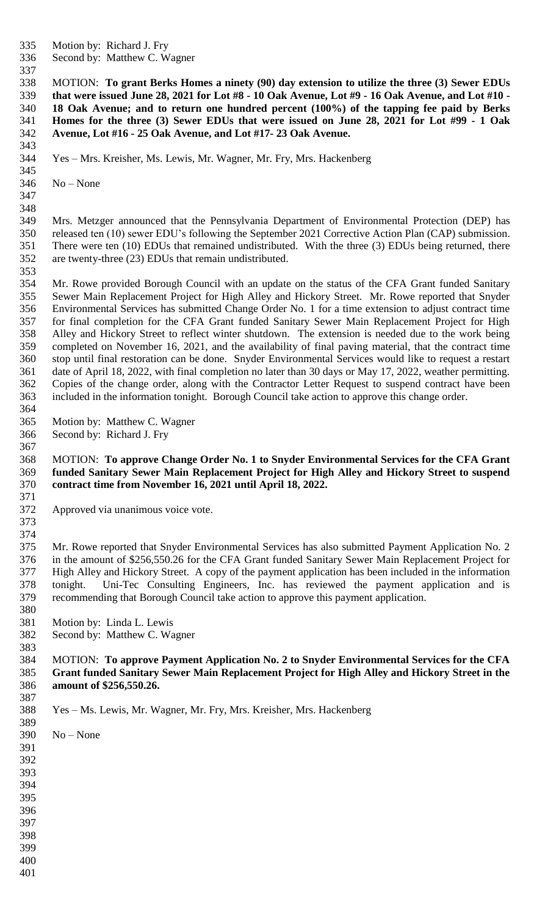Motion by: Richard J. Fry
Second by: Matthew C. Wagner

MOTION: **To grant Berks Homes a ninety (90) day extension to utilize the three (3) Sewer EDUs that were issued June 28, 2021 for Lot #8 - 10 Oak Avenue, Lot #9 - 16 Oak Avenue, and Lot #10 - 18 Oak Avenue; and to return one hundred percent (100%) of the tapping fee paid by Berks Homes for the three (3) Sewer EDUs that were issued on June 28, 2021 for Lot #99 - 1 Oak Avenue, Lot #16 - 25 Oak Avenue, and Lot #17- 23 Oak Avenue.**

Yes – Mrs. Kreisher, Ms. Lewis, Mr. Wagner, Mr. Fry, Mrs. Hackenberg

No – None

Mrs. Metzger announced that the Pennsylvania Department of Environmental Protection (DEP) has released ten (10) sewer EDU's following the September 2021 Corrective Action Plan (CAP) submission. There were ten (10) EDUs that remained undistributed. With the three (3) EDUs being returned, there are twenty-three (23) EDUs that remain undistributed.

Mr. Rowe provided Borough Council with an update on the status of the CFA Grant funded Sanitary Sewer Main Replacement Project for High Alley and Hickory Street. Mr. Rowe reported that Snyder Environmental Services has submitted Change Order No. 1 for a time extension to adjust contract time for final completion for the CFA Grant funded Sanitary Sewer Main Replacement Project for High Alley and Hickory Street to reflect winter shutdown. The extension is needed due to the work being completed on November 16, 2021, and the availability of final paving material, that the contract time stop until final restoration can be done. Snyder Environmental Services would like to request a restart date of April 18, 2022, with final completion no later than 30 days or May 17, 2022, weather permitting. Copies of the change order, along with the Contractor Letter Request to suspend contract have been included in the information tonight. Borough Council take action to approve this change order.

Motion by: Matthew C. Wagner
Second by: Richard J. Fry

MOTION: **To approve Change Order No. 1 to Snyder Environmental Services for the CFA Grant funded Sanitary Sewer Main Replacement Project for High Alley and Hickory Street to suspend contract time from November 16, 2021 until April 18, 2022.**

Approved via unanimous voice vote.

Mr. Rowe reported that Snyder Environmental Services has also submitted Payment Application No. 2 in the amount of $256,550.26 for the CFA Grant funded Sanitary Sewer Main Replacement Project for High Alley and Hickory Street. A copy of the payment application has been included in the information tonight. Uni-Tec Consulting Engineers, Inc. has reviewed the payment application and is recommending that Borough Council take action to approve this payment application.

Motion by: Linda L. Lewis
Second by: Matthew C. Wagner

MOTION: **To approve Payment Application No. 2 to Snyder Environmental Services for the CFA Grant funded Sanitary Sewer Main Replacement Project for High Alley and Hickory Street in the amount of $256,550.26.**

Yes – Ms. Lewis, Mr. Wagner, Mr. Fry, Mrs. Kreisher, Mrs. Hackenberg

No – None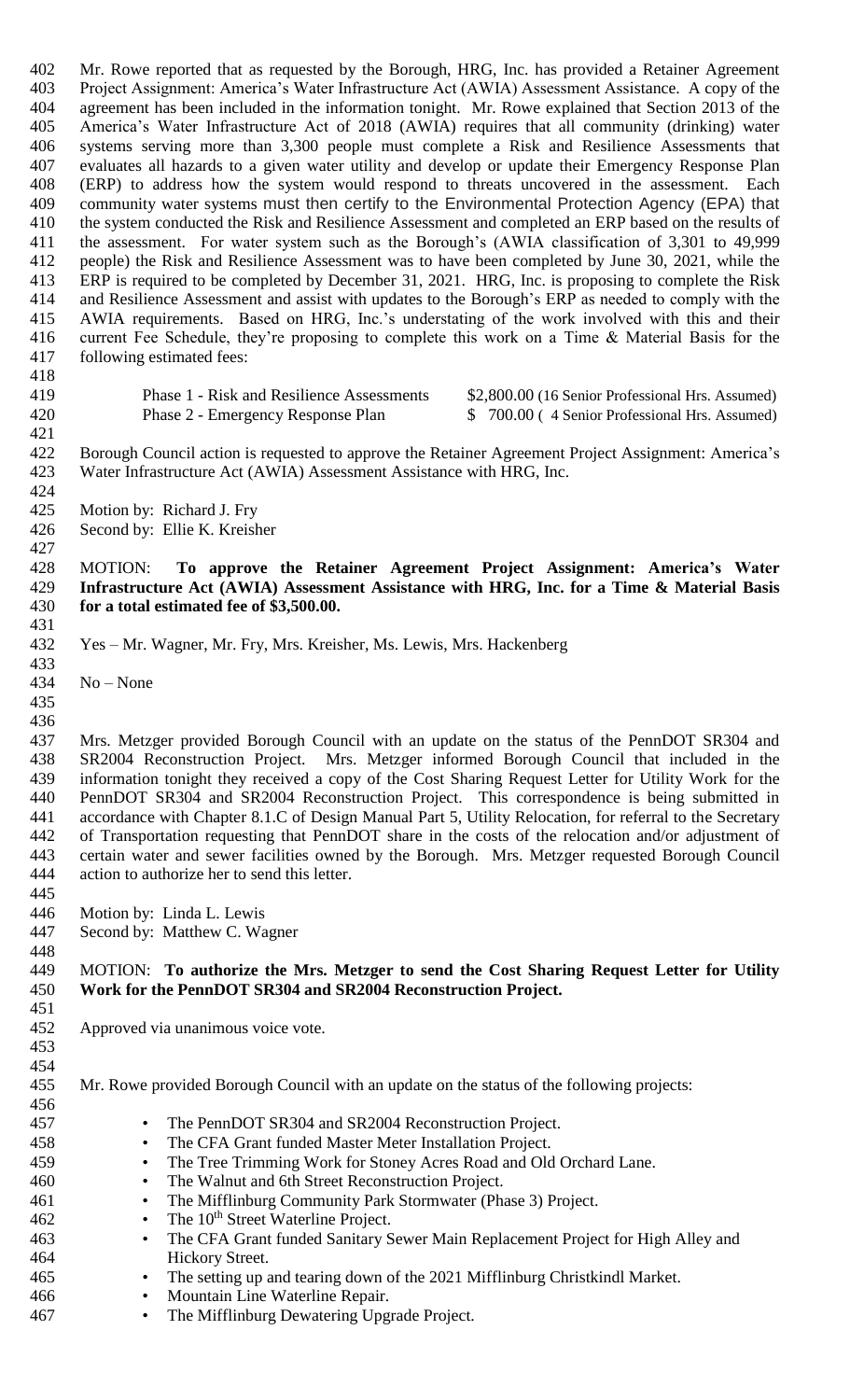Mr. Rowe reported that as requested by the Borough, HRG, Inc. has provided a Retainer Agreement Project Assignment: America's Water Infrastructure Act (AWIA) Assessment Assistance. A copy of the agreement has been included in the information tonight. Mr. Rowe explained that Section 2013 of the America's Water Infrastructure Act of 2018 (AWIA) requires that all community (drinking) water systems serving more than 3,300 people must complete a Risk and Resilience Assessments that evaluates all hazards to a given water utility and develop or update their Emergency Response Plan (ERP) to address how the system would respond to threats uncovered in the assessment. Each community water systems must then certify to the Environmental Protection Agency (EPA) that the system conducted the Risk and Resilience Assessment and completed an ERP based on the results of the assessment. For water system such as the Borough's (AWIA classification of 3,301 to 49,999 people) the Risk and Resilience Assessment was to have been completed by June 30, 2021, while the ERP is required to be completed by December 31, 2021. HRG, Inc. is proposing to complete the Risk and Resilience Assessment and assist with updates to the Borough's ERP as needed to comply with the AWIA requirements. Based on HRG, Inc.'s understating of the work involved with this and their current Fee Schedule, they're proposing to complete this work on a Time & Material Basis for the following estimated fees:

| | |
|---|---|
| Phase 1 - Risk and Resilience Assessments | $2,800.00 (16 Senior Professional Hrs. Assumed) |
| Phase 2 - Emergency Response Plan | $ 700.00 ( 4 Senior Professional Hrs. Assumed) |

Borough Council action is requested to approve the Retainer Agreement Project Assignment: America's Water Infrastructure Act (AWIA) Assessment Assistance with HRG, Inc.

Motion by: Richard J. Fry
Second by: Ellie K. Kreisher

MOTION: **To approve the Retainer Agreement Project Assignment: America's Water Infrastructure Act (AWIA) Assessment Assistance with HRG, Inc. for a Time & Material Basis for a total estimated fee of $3,500.00.**

Yes – Mr. Wagner, Mr. Fry, Mrs. Kreisher, Ms. Lewis, Mrs. Hackenberg

No – None

Mrs. Metzger provided Borough Council with an update on the status of the PennDOT SR304 and SR2004 Reconstruction Project. Mrs. Metzger informed Borough Council that included in the information tonight they received a copy of the Cost Sharing Request Letter for Utility Work for the PennDOT SR304 and SR2004 Reconstruction Project. This correspondence is being submitted in accordance with Chapter 8.1.C of Design Manual Part 5, Utility Relocation, for referral to the Secretary of Transportation requesting that PennDOT share in the costs of the relocation and/or adjustment of certain water and sewer facilities owned by the Borough. Mrs. Metzger requested Borough Council action to authorize her to send this letter.

Motion by: Linda L. Lewis
Second by: Matthew C. Wagner

MOTION: **To authorize the Mrs. Metzger to send the Cost Sharing Request Letter for Utility Work for the PennDOT SR304 and SR2004 Reconstruction Project.**

Approved via unanimous voice vote.

Mr. Rowe provided Borough Council with an update on the status of the following projects:

- The PennDOT SR304 and SR2004 Reconstruction Project.
- The CFA Grant funded Master Meter Installation Project.
- The Tree Trimming Work for Stoney Acres Road and Old Orchard Lane.
- The Walnut and 6th Street Reconstruction Project.
- The Mifflinburg Community Park Stormwater (Phase 3) Project.
- The 10th Street Waterline Project.
- The CFA Grant funded Sanitary Sewer Main Replacement Project for High Alley and Hickory Street.
- The setting up and tearing down of the 2021 Mifflinburg Christkindl Market.
- Mountain Line Waterline Repair.
- The Mifflinburg Dewatering Upgrade Project.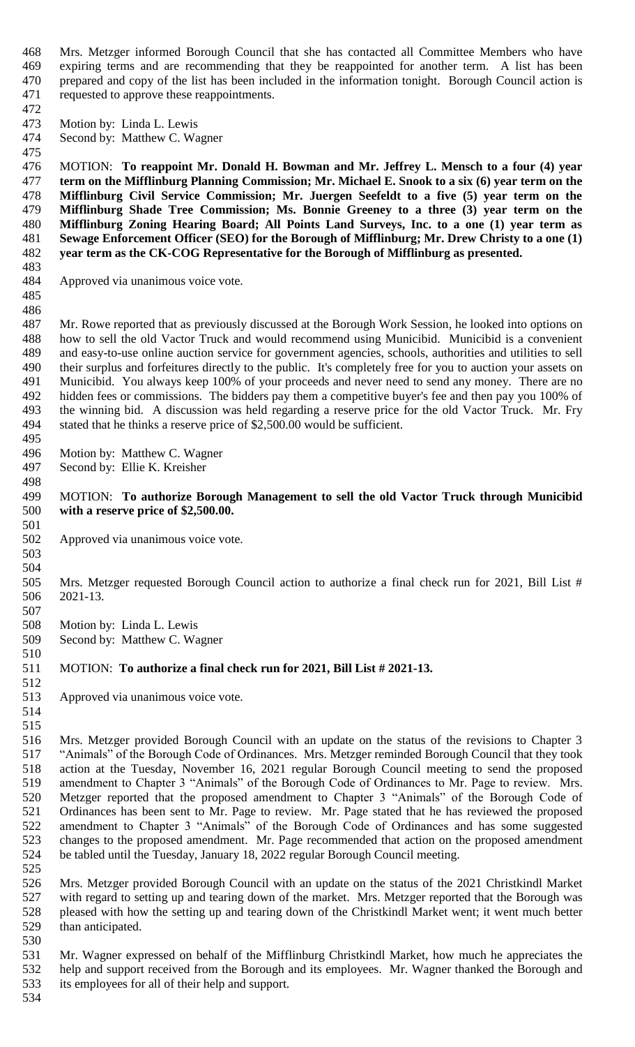Mrs. Metzger informed Borough Council that she has contacted all Committee Members who have expiring terms and are recommending that they be reappointed for another term. A list has been prepared and copy of the list has been included in the information tonight. Borough Council action is requested to approve these reappointments.

Motion by: Linda L. Lewis
Second by: Matthew C. Wagner

MOTION: **To reappoint Mr. Donald H. Bowman and Mr. Jeffrey L. Mensch to a four (4) year term on the Mifflinburg Planning Commission; Mr. Michael E. Snook to a six (6) year term on the Mifflinburg Civil Service Commission; Mr. Juergen Seefeldt to a five (5) year term on the Mifflinburg Shade Tree Commission; Ms. Bonnie Greeney to a three (3) year term on the Mifflinburg Zoning Hearing Board; All Points Land Surveys, Inc. to a one (1) year term as Sewage Enforcement Officer (SEO) for the Borough of Mifflinburg; Mr. Drew Christy to a one (1) year term as the CK-COG Representative for the Borough of Mifflinburg as presented.**

Approved via unanimous voice vote.

Mr. Rowe reported that as previously discussed at the Borough Work Session, he looked into options on how to sell the old Vactor Truck and would recommend using Municibid. Municibid is a convenient and easy-to-use online auction service for government agencies, schools, authorities and utilities to sell their surplus and forfeitures directly to the public. It's completely free for you to auction your assets on Municibid. You always keep 100% of your proceeds and never need to send any money. There are no hidden fees or commissions. The bidders pay them a competitive buyer's fee and then pay you 100% of the winning bid. A discussion was held regarding a reserve price for the old Vactor Truck. Mr. Fry stated that he thinks a reserve price of $2,500.00 would be sufficient.

Motion by: Matthew C. Wagner
Second by: Ellie K. Kreisher

MOTION: **To authorize Borough Management to sell the old Vactor Truck through Municibid with a reserve price of $2,500.00.**

Approved via unanimous voice vote.

Mrs. Metzger requested Borough Council action to authorize a final check run for 2021, Bill List # 2021-13.

Motion by: Linda L. Lewis
Second by: Matthew C. Wagner

MOTION: **To authorize a final check run for 2021, Bill List # 2021-13.**

Approved via unanimous voice vote.

Mrs. Metzger provided Borough Council with an update on the status of the revisions to Chapter 3 "Animals" of the Borough Code of Ordinances. Mrs. Metzger reminded Borough Council that they took action at the Tuesday, November 16, 2021 regular Borough Council meeting to send the proposed amendment to Chapter 3 "Animals" of the Borough Code of Ordinances to Mr. Page to review. Mrs. Metzger reported that the proposed amendment to Chapter 3 "Animals" of the Borough Code of Ordinances has been sent to Mr. Page to review. Mr. Page stated that he has reviewed the proposed amendment to Chapter 3 "Animals" of the Borough Code of Ordinances and has some suggested changes to the proposed amendment. Mr. Page recommended that action on the proposed amendment be tabled until the Tuesday, January 18, 2022 regular Borough Council meeting.

Mrs. Metzger provided Borough Council with an update on the status of the 2021 Christkindl Market with regard to setting up and tearing down of the market. Mrs. Metzger reported that the Borough was pleased with how the setting up and tearing down of the Christkindl Market went; it went much better than anticipated.

Mr. Wagner expressed on behalf of the Mifflinburg Christkindl Market, how much he appreciates the help and support received from the Borough and its employees. Mr. Wagner thanked the Borough and its employees for all of their help and support.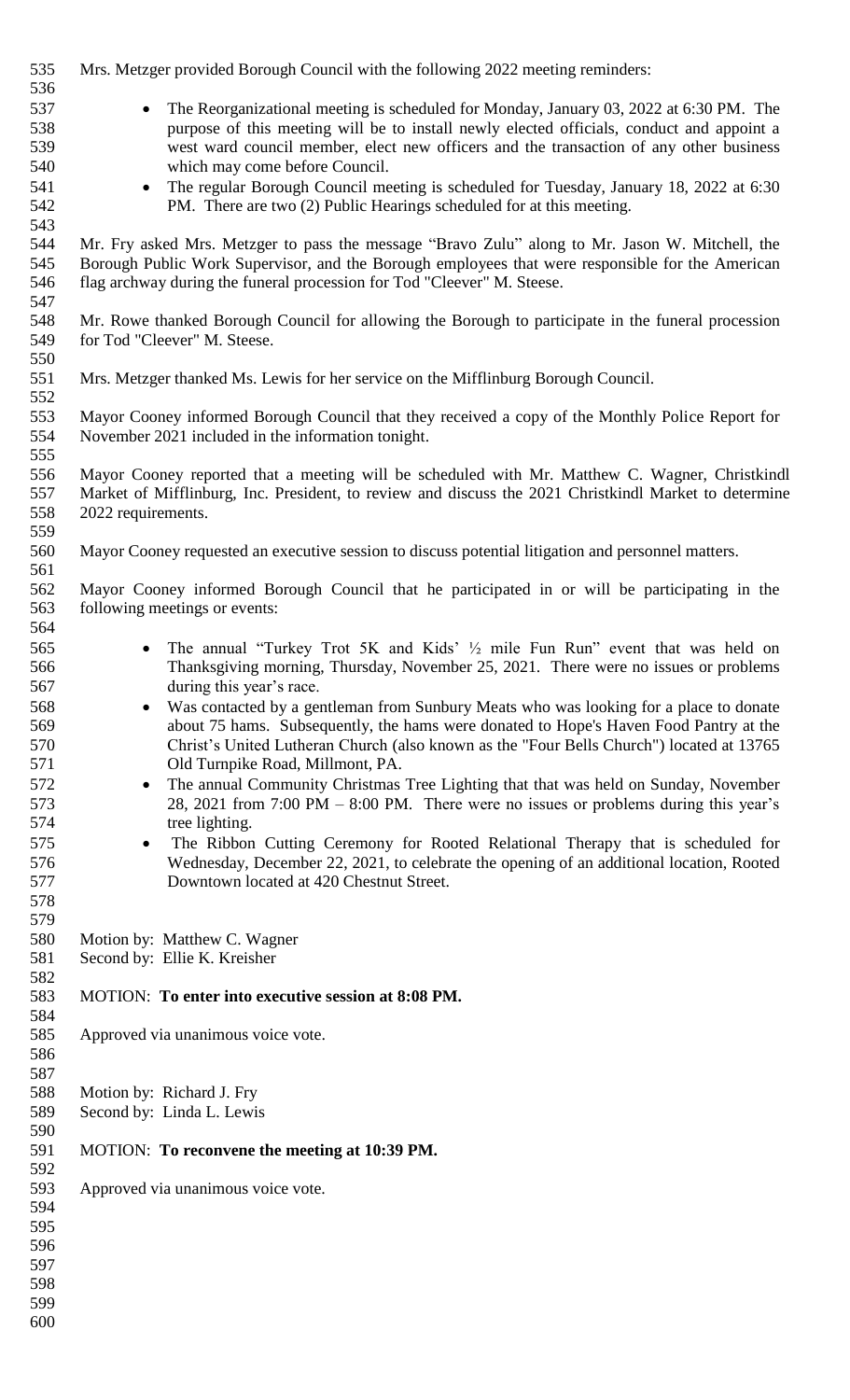Mrs. Metzger provided Borough Council with the following 2022 meeting reminders:

- The Reorganizational meeting is scheduled for Monday, January 03, 2022 at 6:30 PM. The purpose of this meeting will be to install newly elected officials, conduct and appoint a west ward council member, elect new officers and the transaction of any other business which may come before Council.
- The regular Borough Council meeting is scheduled for Tuesday, January 18, 2022 at 6:30 PM. There are two (2) Public Hearings scheduled for at this meeting.

Mr. Fry asked Mrs. Metzger to pass the message "Bravo Zulu" along to Mr. Jason W. Mitchell, the Borough Public Work Supervisor, and the Borough employees that were responsible for the American flag archway during the funeral procession for Tod "Cleever" M. Steese.

Mr. Rowe thanked Borough Council for allowing the Borough to participate in the funeral procession for Tod "Cleever" M. Steese.

Mrs. Metzger thanked Ms. Lewis for her service on the Mifflinburg Borough Council.

Mayor Cooney informed Borough Council that they received a copy of the Monthly Police Report for November 2021 included in the information tonight.

Mayor Cooney reported that a meeting will be scheduled with Mr. Matthew C. Wagner, Christkindl Market of Mifflinburg, Inc. President, to review and discuss the 2021 Christkindl Market to determine 2022 requirements.

Mayor Cooney requested an executive session to discuss potential litigation and personnel matters.

Mayor Cooney informed Borough Council that he participated in or will be participating in the following meetings or events:

- The annual "Turkey Trot 5K and Kids' ½ mile Fun Run" event that was held on Thanksgiving morning, Thursday, November 25, 2021. There were no issues or problems during this year's race.
- Was contacted by a gentleman from Sunbury Meats who was looking for a place to donate about 75 hams. Subsequently, the hams were donated to Hope's Haven Food Pantry at the Christ's United Lutheran Church (also known as the "Four Bells Church") located at 13765 Old Turnpike Road, Millmont, PA.
- The annual Community Christmas Tree Lighting that that was held on Sunday, November 28, 2021 from 7:00 PM – 8:00 PM. There were no issues or problems during this year's tree lighting.
- The Ribbon Cutting Ceremony for Rooted Relational Therapy that is scheduled for Wednesday, December 22, 2021, to celebrate the opening of an additional location, Rooted Downtown located at 420 Chestnut Street.

Motion by: Matthew C. Wagner
Second by: Ellie K. Kreisher

MOTION: **To enter into executive session at 8:08 PM.**

Approved via unanimous voice vote.

Motion by: Richard J. Fry
Second by: Linda L. Lewis

MOTION: **To reconvene the meeting at 10:39 PM.**

Approved via unanimous voice vote.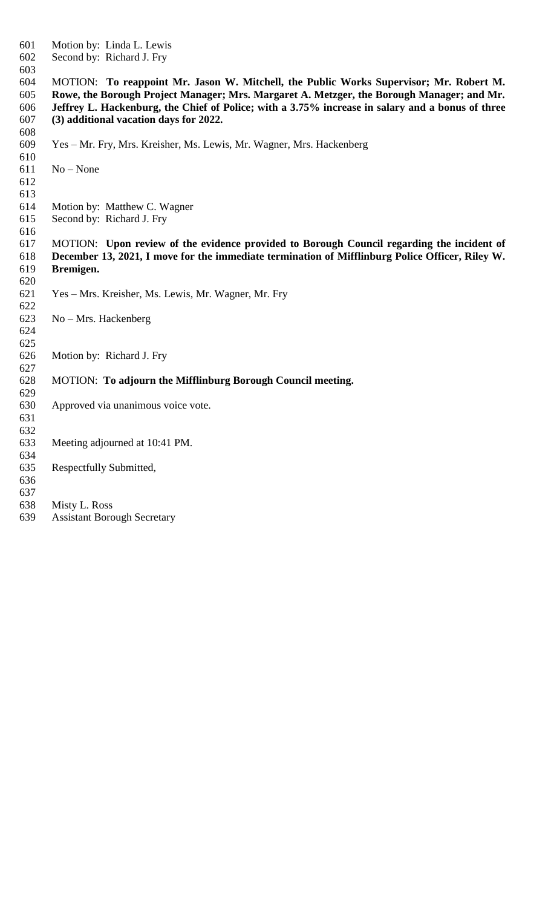Motion by: Linda L. Lewis
Second by: Richard J. Fry

MOTION: **To reappoint Mr. Jason W. Mitchell, the Public Works Supervisor; Mr. Robert M. Rowe, the Borough Project Manager; Mrs. Margaret A. Metzger, the Borough Manager; and Mr. Jeffrey L. Hackenburg, the Chief of Police; with a 3.75% increase in salary and a bonus of three (3) additional vacation days for 2022.**

Yes – Mr. Fry, Mrs. Kreisher, Ms. Lewis, Mr. Wagner, Mrs. Hackenberg

No – None

Motion by: Matthew C. Wagner
Second by: Richard J. Fry

MOTION: **Upon review of the evidence provided to Borough Council regarding the incident of December 13, 2021, I move for the immediate termination of Mifflinburg Police Officer, Riley W. Bremigen.**

Yes – Mrs. Kreisher, Ms. Lewis, Mr. Wagner, Mr. Fry

No – Mrs. Hackenberg

Motion by: Richard J. Fry

MOTION: **To adjourn the Mifflinburg Borough Council meeting.**

Approved via unanimous voice vote.

Meeting adjourned at 10:41 PM.

Respectfully Submitted,

Misty L. Ross
Assistant Borough Secretary